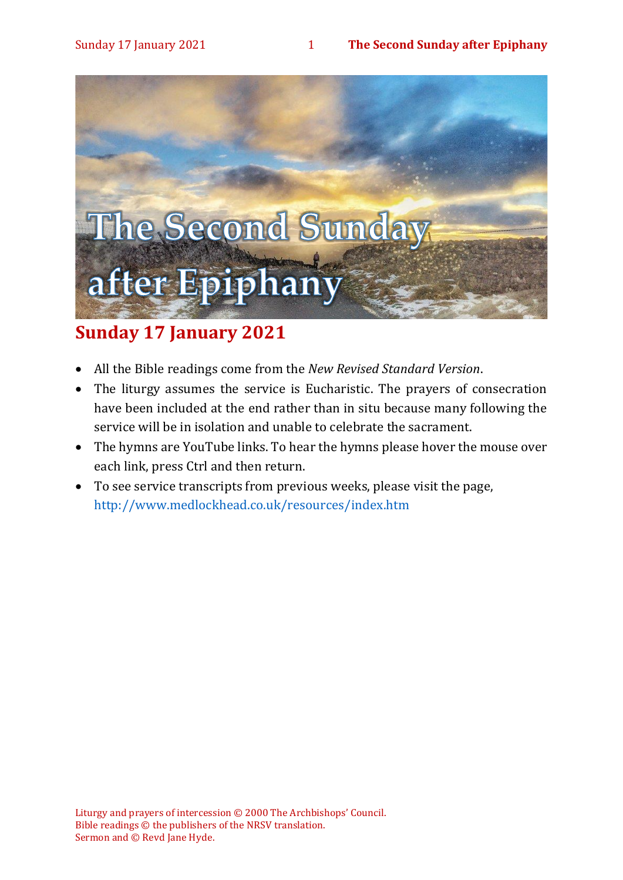# The Second Sunday after Epiphany

## Sunday 17 January 2021

- All the Bible readings come from the *New Revised Standard Version*.
- The liturgy assumes the service is Eucharistic. The prayers of consecration have been included at the end rather than in situ because many following the service will be in isolation and unable to celebrate the sacrament.
- The hymns are YouTube links. To hear the hymns please hover the mouse over each link, press Ctrl and then return.
- To see service transcripts from previous weeks, please visit the page, http://www.medlockhead.co.uk/resources/index.htm

Liturgy and prayers of intercession © 2000 The Archbishops' Council.
Bible readings © the publishers of the NRSV translation.
Sermon and © Revd Jane Hyde.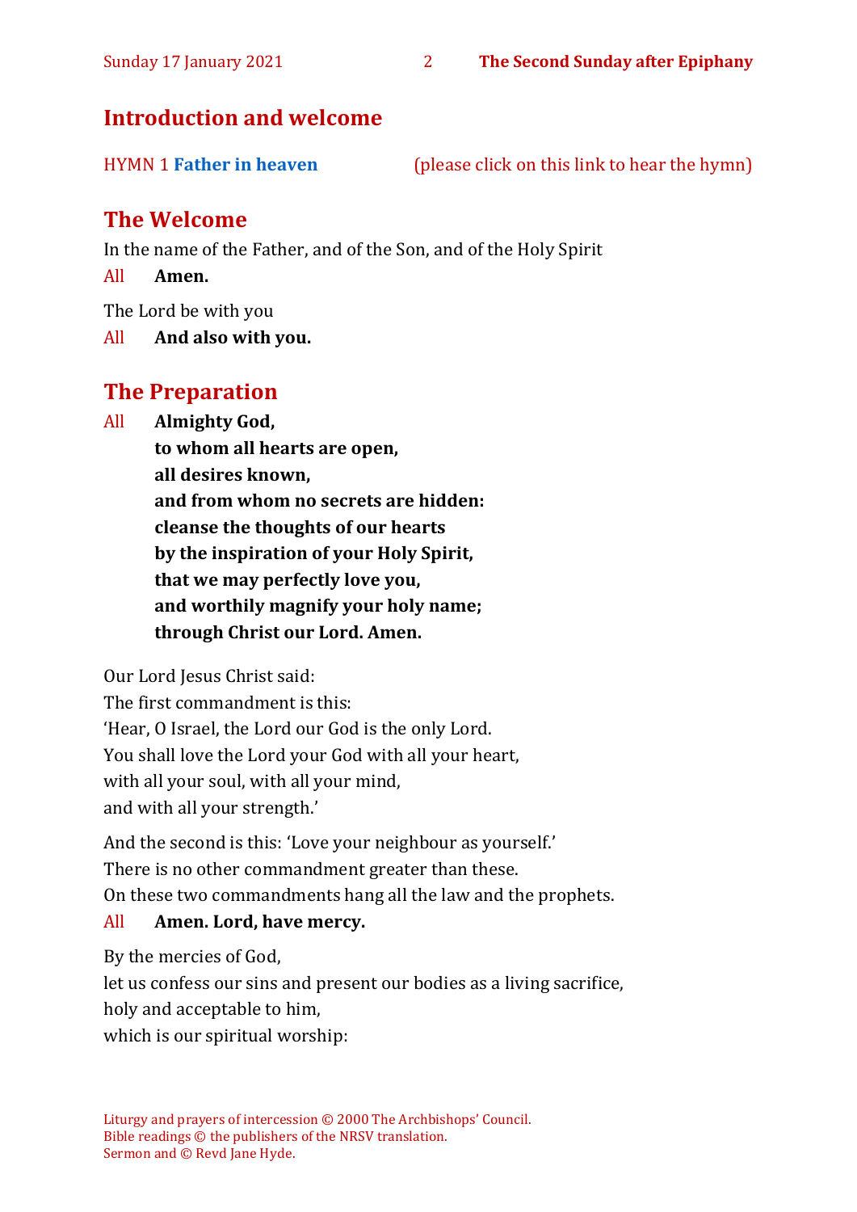## Introduction and welcome

HYMN 1 **Father in heaven** (please click on this link to hear the hymn)

## The Welcome

In the name of the Father, and of the Son, and of the Holy Spirit

All **Amen.**

The Lord be with you

All **And also with you.**

## The Preparation

All **Almighty God,**
**to whom all hearts are open,**
**all desires known,**
**and from whom no secrets are hidden:**
**cleanse the thoughts of our hearts**
**by the inspiration of your Holy Spirit,**
**that we may perfectly love you,**
**and worthily magnify your holy name;**
**through Christ our Lord. Amen.**

Our Lord Jesus Christ said:
The first commandment is this:
'Hear, O Israel, the Lord our God is the only Lord.
You shall love the Lord your God with all your heart,
with all your soul, with all your mind,
and with all your strength.'

And the second is this: 'Love your neighbour as yourself.'
There is no other commandment greater than these.
On these two commandments hang all the law and the prophets.

All **Amen. Lord, have mercy.**

By the mercies of God,
let us confess our sins and present our bodies as a living sacrifice,
holy and acceptable to him,
which is our spiritual worship:

Liturgy and prayers of intercession © 2000 The Archbishops' Council.
Bible readings © the publishers of the NRSV translation.
Sermon and © Revd Jane Hyde.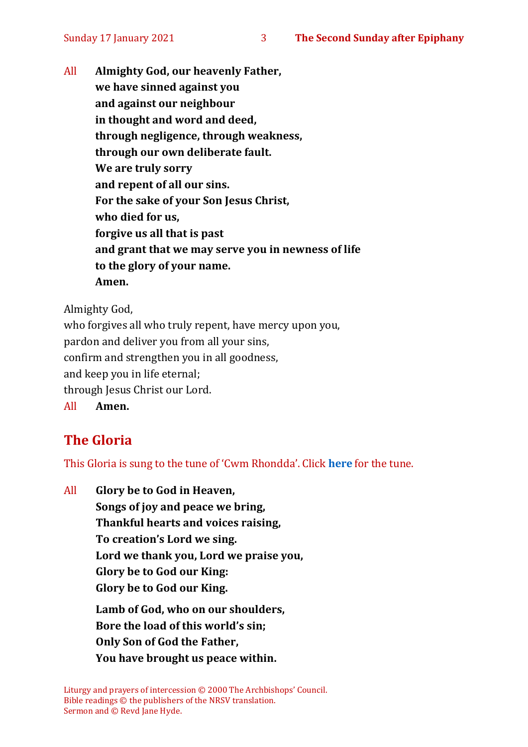All **Almighty God, our heavenly Father,**
**we have sinned against you**
**and against our neighbour**
**in thought and word and deed,**
**through negligence, through weakness,**
**through our own deliberate fault.**
**We are truly sorry**
**and repent of all our sins.**
**For the sake of your Son Jesus Christ,**
**who died for us,**
**forgive us all that is past**
**and grant that we may serve you in newness of life**
**to the glory of your name.**
**Amen.**

Almighty God,
who forgives all who truly repent, have mercy upon you,
pardon and deliver you from all your sins,
confirm and strengthen you in all goodness,
and keep you in life eternal;
through Jesus Christ our Lord.

All **Amen.**

## The Gloria

This Gloria is sung to the tune of 'Cwm Rhondda'. Click **here** for the tune.

All **Glory be to God in Heaven,**
**Songs of joy and peace we bring,**
**Thankful hearts and voices raising,**
**To creation's Lord we sing.**
**Lord we thank you, Lord we praise you,**
**Glory be to God our King:**
**Glory be to God our King.**

**Lamb of God, who on our shoulders,**
**Bore the load of this world's sin;**
**Only Son of God the Father,**
**You have brought us peace within.**

Liturgy and prayers of intercession © 2000 The Archbishops' Council.
Bible readings © the publishers of the NRSV translation.
Sermon and © Revd Jane Hyde.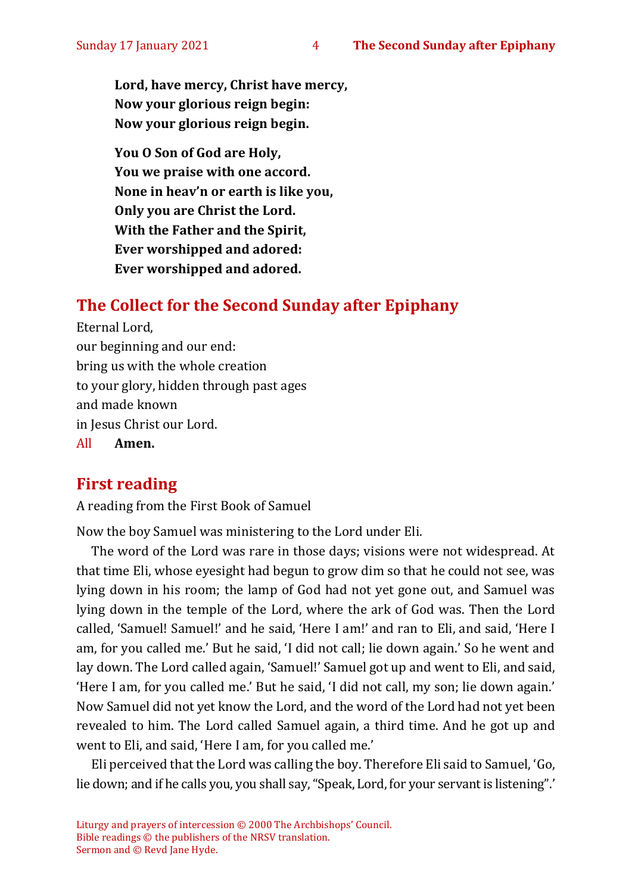**Lord, have mercy, Christ have mercy,**
**Now your glorious reign begin:**
**Now your glorious reign begin.**

**You O Son of God are Holy,**
**You we praise with one accord.**
**None in heav'n or earth is like you,**
**Only you are Christ the Lord.**
**With the Father and the Spirit,**
**Ever worshipped and adored:**
**Ever worshipped and adored.**

## The Collect for the Second Sunday after Epiphany

Eternal Lord,
our beginning and our end:
bring us with the whole creation
to your glory, hidden through past ages
and made known
in Jesus Christ our Lord.
All **Amen.**

## First reading

A reading from the First Book of Samuel

Now the boy Samuel was ministering to the Lord under Eli.

The word of the Lord was rare in those days; visions were not widespread. At that time Eli, whose eyesight had begun to grow dim so that he could not see, was lying down in his room; the lamp of God had not yet gone out, and Samuel was lying down in the temple of the Lord, where the ark of God was. Then the Lord called, 'Samuel! Samuel!' and he said, 'Here I am!' and ran to Eli, and said, 'Here I am, for you called me.' But he said, 'I did not call; lie down again.' So he went and lay down. The Lord called again, 'Samuel!' Samuel got up and went to Eli, and said, 'Here I am, for you called me.' But he said, 'I did not call, my son; lie down again.' Now Samuel did not yet know the Lord, and the word of the Lord had not yet been revealed to him. The Lord called Samuel again, a third time. And he got up and went to Eli, and said, 'Here I am, for you called me.'

Eli perceived that the Lord was calling the boy. Therefore Eli said to Samuel, 'Go, lie down; and if he calls you, you shall say, "Speak, Lord, for your servant is listening".'

Liturgy and prayers of intercession © 2000 The Archbishops' Council.
Bible readings © the publishers of the NRSV translation.
Sermon and © Revd Jane Hyde.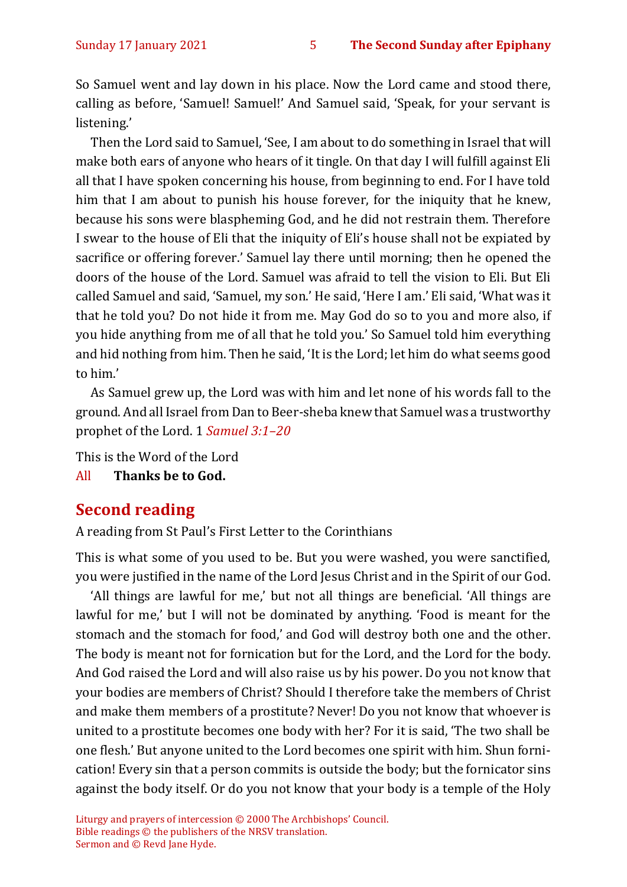So Samuel went and lay down in his place. Now the Lord came and stood there, calling as before, 'Samuel! Samuel!' And Samuel said, 'Speak, for your servant is listening.'

Then the Lord said to Samuel, 'See, I am about to do something in Israel that will make both ears of anyone who hears of it tingle. On that day I will fulfill against Eli all that I have spoken concerning his house, from beginning to end. For I have told him that I am about to punish his house forever, for the iniquity that he knew, because his sons were blaspheming God, and he did not restrain them. Therefore I swear to the house of Eli that the iniquity of Eli's house shall not be expiated by sacrifice or offering forever.' Samuel lay there until morning; then he opened the doors of the house of the Lord. Samuel was afraid to tell the vision to Eli. But Eli called Samuel and said, 'Samuel, my son.' He said, 'Here I am.' Eli said, 'What was it that he told you? Do not hide it from me. May God do so to you and more also, if you hide anything from me of all that he told you.' So Samuel told him everything and hid nothing from him. Then he said, 'It is the Lord; let him do what seems good to him.'

As Samuel grew up, the Lord was with him and let none of his words fall to the ground. And all Israel from Dan to Beer-sheba knew that Samuel was a trustworthy prophet of the Lord. 1 *Samuel 3:1–20*

This is the Word of the Lord
All **Thanks be to God.**

## Second reading

A reading from St Paul's First Letter to the Corinthians

This is what some of you used to be. But you were washed, you were sanctified, you were justified in the name of the Lord Jesus Christ and in the Spirit of our God.

'All things are lawful for me,' but not all things are beneficial. 'All things are lawful for me,' but I will not be dominated by anything. 'Food is meant for the stomach and the stomach for food,' and God will destroy both one and the other. The body is meant not for fornication but for the Lord, and the Lord for the body. And God raised the Lord and will also raise us by his power. Do you not know that your bodies are members of Christ? Should I therefore take the members of Christ and make them members of a prostitute? Never! Do you not know that whoever is united to a prostitute becomes one body with her? For it is said, 'The two shall be one flesh.' But anyone united to the Lord becomes one spirit with him. Shun fornication! Every sin that a person commits is outside the body; but the fornicator sins against the body itself. Or do you not know that your body is a temple of the Holy

Liturgy and prayers of intercession © 2000 The Archbishops' Council.
Bible readings © the publishers of the NRSV translation.
Sermon and © Revd Jane Hyde.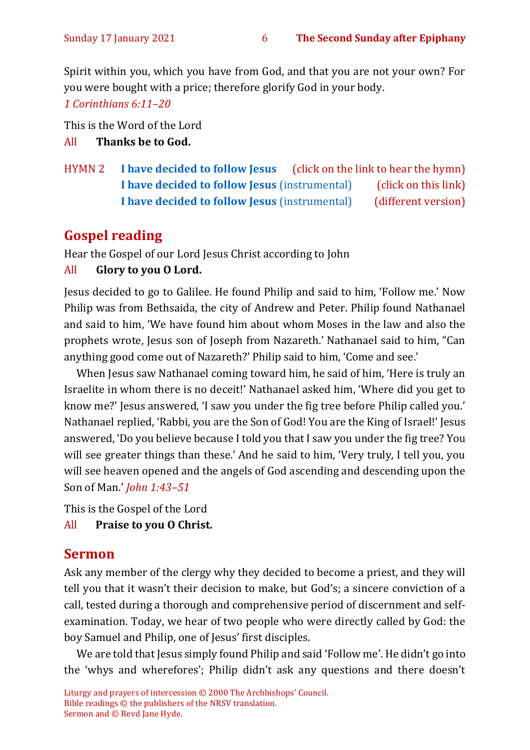Spirit within you, which you have from God, and that you are not your own? For you were bought with a price; therefore glorify God in your body.

*1 Corinthians 6:11–20*

This is the Word of the Lord

All **Thanks be to God.**

HYMN 2 **I have decided to follow Jesus** (click on the link to hear the hymn)
**I have decided to follow Jesus** (instrumental) (click on this link)
**I have decided to follow Jesus** (instrumental) (different version)

## Gospel reading

Hear the Gospel of our Lord Jesus Christ according to John

All **Glory to you O Lord.**

Jesus decided to go to Galilee. He found Philip and said to him, 'Follow me.' Now Philip was from Bethsaida, the city of Andrew and Peter. Philip found Nathanael and said to him, 'We have found him about whom Moses in the law and also the prophets wrote, Jesus son of Joseph from Nazareth.' Nathanael said to him, "Can anything good come out of Nazareth?' Philip said to him, 'Come and see.'

When Jesus saw Nathanael coming toward him, he said of him, 'Here is truly an Israelite in whom there is no deceit!' Nathanael asked him, 'Where did you get to know me?' Jesus answered, 'I saw you under the fig tree before Philip called you.' Nathanael replied, 'Rabbi, you are the Son of God! You are the King of Israel!' Jesus answered, 'Do you believe because I told you that I saw you under the fig tree? You will see greater things than these.' And he said to him, 'Very truly, I tell you, you will see heaven opened and the angels of God ascending and descending upon the Son of Man.' *John 1:43–51*

This is the Gospel of the Lord

All **Praise to you O Christ.**

## Sermon

Ask any member of the clergy why they decided to become a priest, and they will tell you that it wasn't their decision to make, but God's; a sincere conviction of a call, tested during a thorough and comprehensive period of discernment and self-examination. Today, we hear of two people who were directly called by God: the boy Samuel and Philip, one of Jesus' first disciples.

We are told that Jesus simply found Philip and said 'Follow me'. He didn't go into the 'whys and wherefores'; Philip didn't ask any questions and there doesn't

Liturgy and prayers of intercession © 2000 The Archbishops' Council.
Bible readings © the publishers of the NRSV translation.
Sermon and © Revd Jane Hyde.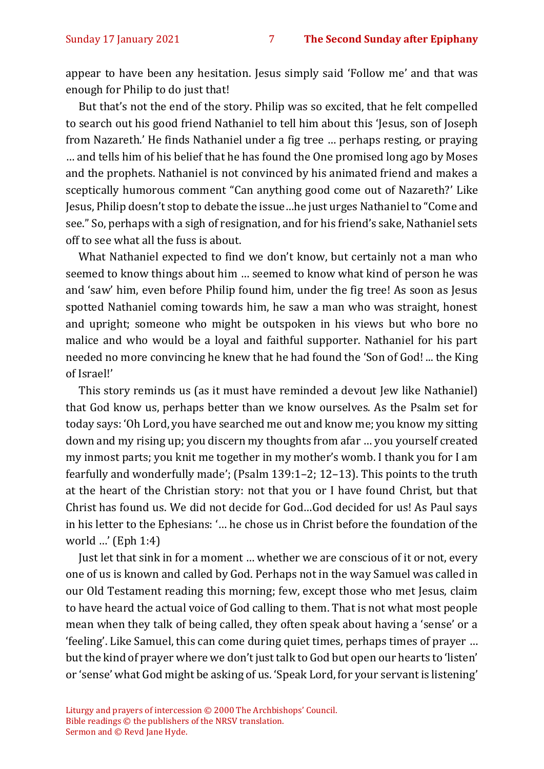appear to have been any hesitation. Jesus simply said 'Follow me' and that was enough for Philip to do just that!

But that's not the end of the story. Philip was so excited, that he felt compelled to search out his good friend Nathaniel to tell him about this 'Jesus, son of Joseph from Nazareth.' He finds Nathaniel under a fig tree … perhaps resting, or praying … and tells him of his belief that he has found the One promised long ago by Moses and the prophets. Nathaniel is not convinced by his animated friend and makes a sceptically humorous comment "Can anything good come out of Nazareth?' Like Jesus, Philip doesn't stop to debate the issue…he just urges Nathaniel to "Come and see." So, perhaps with a sigh of resignation, and for his friend's sake, Nathaniel sets off to see what all the fuss is about.

What Nathaniel expected to find we don't know, but certainly not a man who seemed to know things about him … seemed to know what kind of person he was and 'saw' him, even before Philip found him, under the fig tree! As soon as Jesus spotted Nathaniel coming towards him, he saw a man who was straight, honest and upright; someone who might be outspoken in his views but who bore no malice and who would be a loyal and faithful supporter. Nathaniel for his part needed no more convincing he knew that he had found the 'Son of God! ... the King of Israel!'

This story reminds us (as it must have reminded a devout Jew like Nathaniel) that God know us, perhaps better than we know ourselves. As the Psalm set for today says: 'Oh Lord, you have searched me out and know me; you know my sitting down and my rising up; you discern my thoughts from afar … you yourself created my inmost parts; you knit me together in my mother's womb. I thank you for I am fearfully and wonderfully made'; (Psalm 139:1–2; 12–13). This points to the truth at the heart of the Christian story: not that you or I have found Christ, but that Christ has found us. We did not decide for God…God decided for us! As Paul says in his letter to the Ephesians: '… he chose us in Christ before the foundation of the world …' (Eph 1:4)

Just let that sink in for a moment … whether we are conscious of it or not, every one of us is known and called by God. Perhaps not in the way Samuel was called in our Old Testament reading this morning; few, except those who met Jesus, claim to have heard the actual voice of God calling to them. That is not what most people mean when they talk of being called, they often speak about having a 'sense' or a 'feeling'. Like Samuel, this can come during quiet times, perhaps times of prayer … but the kind of prayer where we don't just talk to God but open our hearts to 'listen' or 'sense' what God might be asking of us. 'Speak Lord, for your servant is listening'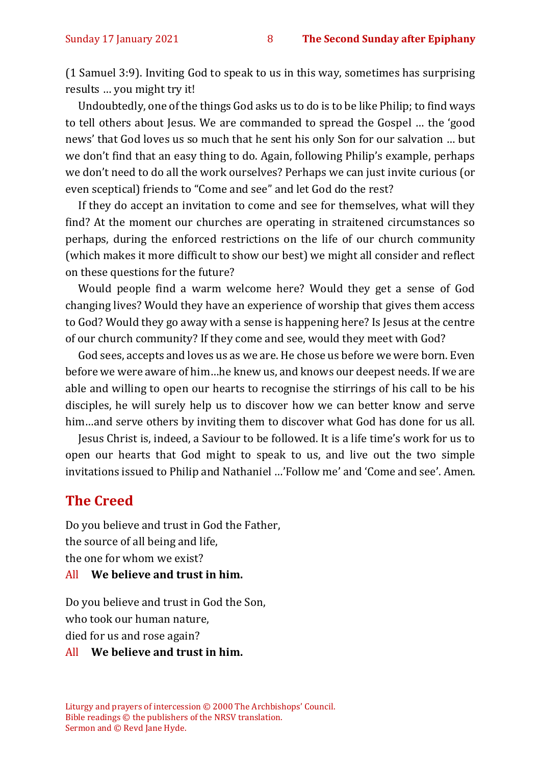(1 Samuel 3:9). Inviting God to speak to us in this way, sometimes has surprising results … you might try it!

Undoubtedly, one of the things God asks us to do is to be like Philip; to find ways to tell others about Jesus. We are commanded to spread the Gospel … the 'good news' that God loves us so much that he sent his only Son for our salvation … but we don't find that an easy thing to do. Again, following Philip's example, perhaps we don't need to do all the work ourselves? Perhaps we can just invite curious (or even sceptical) friends to "Come and see" and let God do the rest?

If they do accept an invitation to come and see for themselves, what will they find? At the moment our churches are operating in straitened circumstances so perhaps, during the enforced restrictions on the life of our church community (which makes it more difficult to show our best) we might all consider and reflect on these questions for the future?

Would people find a warm welcome here? Would they get a sense of God changing lives? Would they have an experience of worship that gives them access to God? Would they go away with a sense is happening here? Is Jesus at the centre of our church community? If they come and see, would they meet with God?

God sees, accepts and loves us as we are. He chose us before we were born. Even before we were aware of him…he knew us, and knows our deepest needs. If we are able and willing to open our hearts to recognise the stirrings of his call to be his disciples, he will surely help us to discover how we can better know and serve him…and serve others by inviting them to discover what God has done for us all.

Jesus Christ is, indeed, a Saviour to be followed. It is a life time's work for us to open our hearts that God might to speak to us, and live out the two simple invitations issued to Philip and Nathaniel …'Follow me' and 'Come and see'. Amen.

## The Creed

Do you believe and trust in God the Father,
the source of all being and life,
the one for whom we exist?

All **We believe and trust in him.**

Do you believe and trust in God the Son,
who took our human nature,
died for us and rose again?

All **We believe and trust in him.**

Liturgy and prayers of intercession © 2000 The Archbishops' Council.
Bible readings © the publishers of the NRSV translation.
Sermon and © Revd Jane Hyde.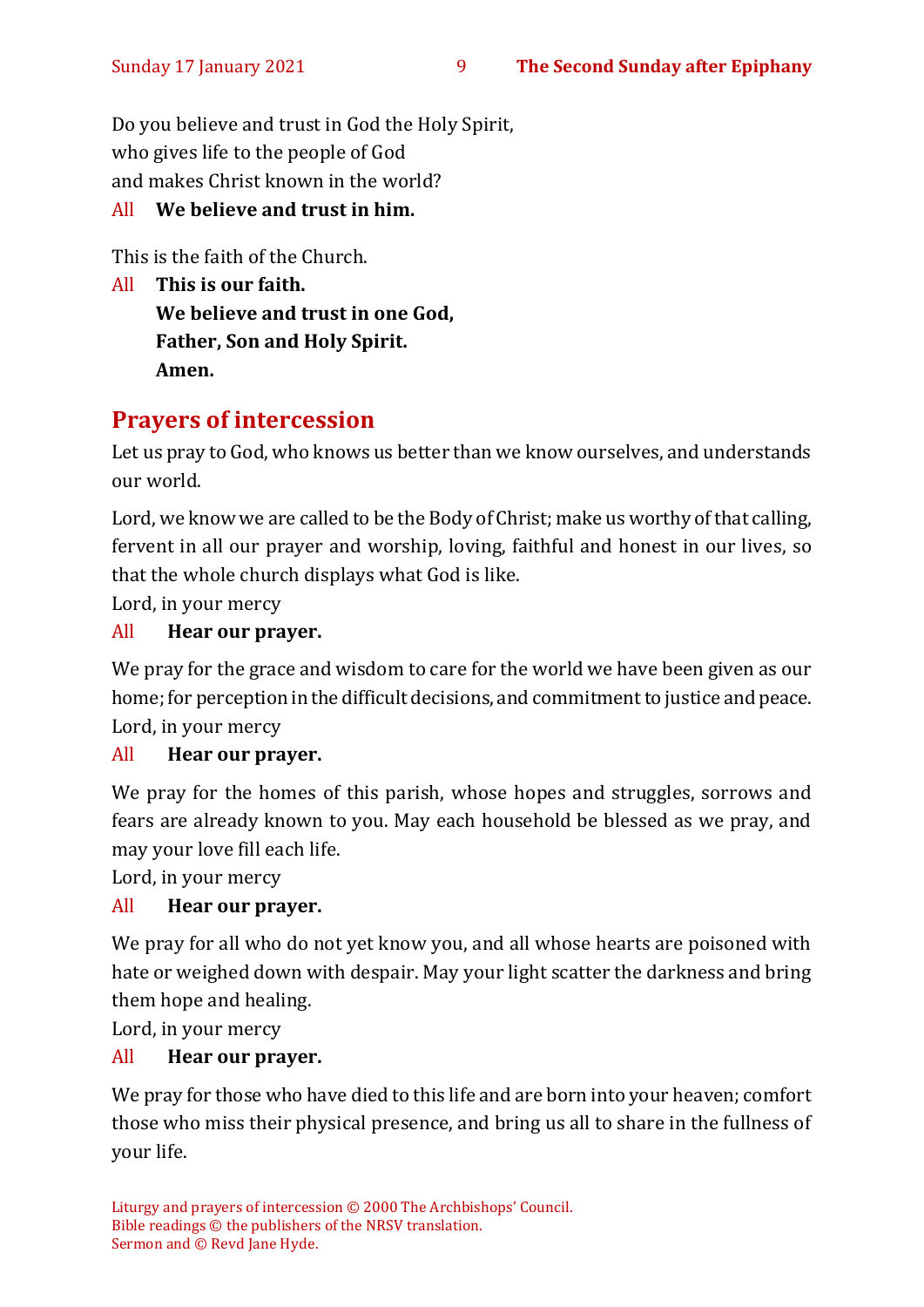Do you believe and trust in God the Holy Spirit,
who gives life to the people of God
and makes Christ known in the world?

All **We believe and trust in him.**

This is the faith of the Church.

All **This is our faith.**
**We believe and trust in one God,**
**Father, Son and Holy Spirit.**
**Amen.**

## Prayers of intercession

Let us pray to God, who knows us better than we know ourselves, and understands our world.

Lord, we know we are called to be the Body of Christ; make us worthy of that calling, fervent in all our prayer and worship, loving, faithful and honest in our lives, so that the whole church displays what God is like.

Lord, in your mercy

All **Hear our prayer.**

We pray for the grace and wisdom to care for the world we have been given as our home; for perception in the difficult decisions, and commitment to justice and peace.

Lord, in your mercy

All **Hear our prayer.**

We pray for the homes of this parish, whose hopes and struggles, sorrows and fears are already known to you. May each household be blessed as we pray, and may your love fill each life.

Lord, in your mercy

All **Hear our prayer.**

We pray for all who do not yet know you, and all whose hearts are poisoned with hate or weighed down with despair. May your light scatter the darkness and bring them hope and healing.

Lord, in your mercy

All **Hear our prayer.**

We pray for those who have died to this life and are born into your heaven; comfort those who miss their physical presence, and bring us all to share in the fullness of your life.

Liturgy and prayers of intercession © 2000 The Archbishops' Council.
Bible readings © the publishers of the NRSV translation.
Sermon and © Revd Jane Hyde.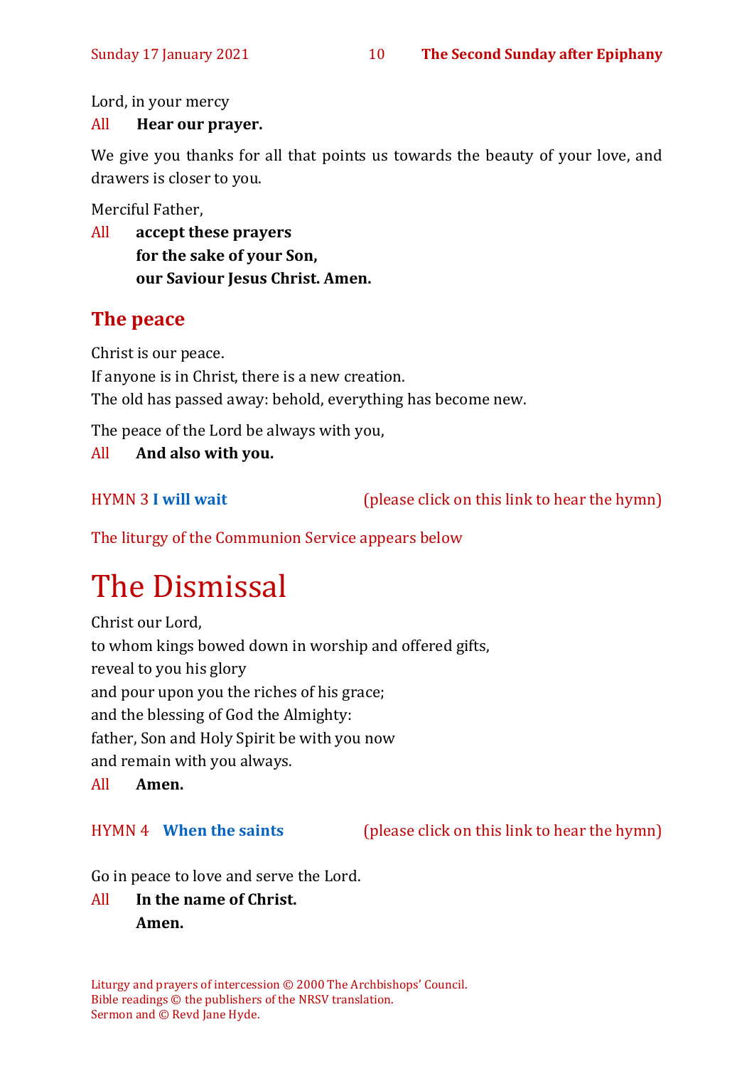Lord, in your mercy

All **Hear our prayer.**

We give you thanks for all that points us towards the beauty of your love, and drawers is closer to you.

Merciful Father,

All **accept these prayers**
**for the sake of your Son,**
**our Saviour Jesus Christ. Amen.**

## The peace

Christ is our peace.
If anyone is in Christ, there is a new creation.
The old has passed away: behold, everything has become new.

The peace of the Lord be always with you,

All **And also with you.**

HYMN 3 **I will wait** (please click on this link to hear the hymn)

The liturgy of the Communion Service appears below

# The Dismissal

Christ our Lord,
to whom kings bowed down in worship and offered gifts,
reveal to you his glory
and pour upon you the riches of his grace;
and the blessing of God the Almighty:
father, Son and Holy Spirit be with you now
and remain with you always.

All **Amen.**

HYMN 4 **When the saints** (please click on this link to hear the hymn)

Go in peace to love and serve the Lord.

All **In the name of Christ.**
**Amen.**

Liturgy and prayers of intercession © 2000 The Archbishops' Council.
Bible readings © the publishers of the NRSV translation.
Sermon and © Revd Jane Hyde.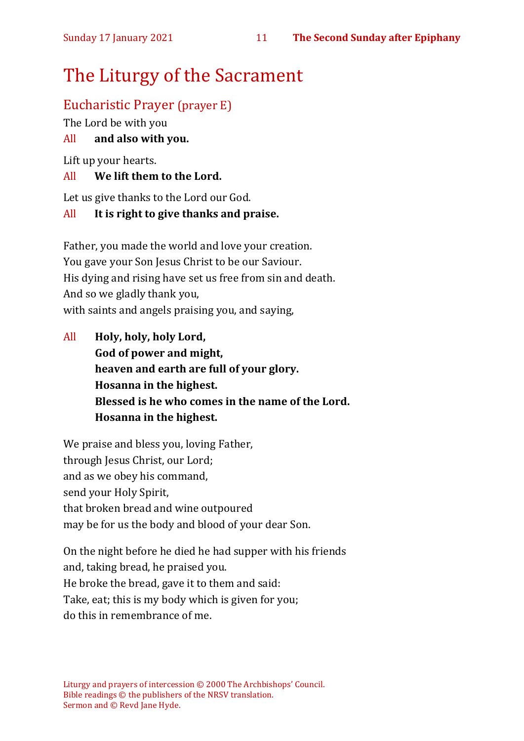# The Liturgy of the Sacrament

## Eucharistic Prayer (prayer E)

The Lord be with you

All **and also with you.**

Lift up your hearts.

All **We lift them to the Lord.**

Let us give thanks to the Lord our God.

All **It is right to give thanks and praise.**

Father, you made the world and love your creation.
You gave your Son Jesus Christ to be our Saviour.
His dying and rising have set us free from sin and death.
And so we gladly thank you,
with saints and angels praising you, and saying,

All **Holy, holy, holy Lord,**
**God of power and might,**
**heaven and earth are full of your glory.**
**Hosanna in the highest.**
**Blessed is he who comes in the name of the Lord.**
**Hosanna in the highest.**

We praise and bless you, loving Father,
through Jesus Christ, our Lord;
and as we obey his command,
send your Holy Spirit,
that broken bread and wine outpoured
may be for us the body and blood of your dear Son.

On the night before he died he had supper with his friends
and, taking bread, he praised you.
He broke the bread, gave it to them and said:
Take, eat; this is my body which is given for you;
do this in remembrance of me.

Liturgy and prayers of intercession © 2000 The Archbishops' Council.
Bible readings © the publishers of the NRSV translation.
Sermon and © Revd Jane Hyde.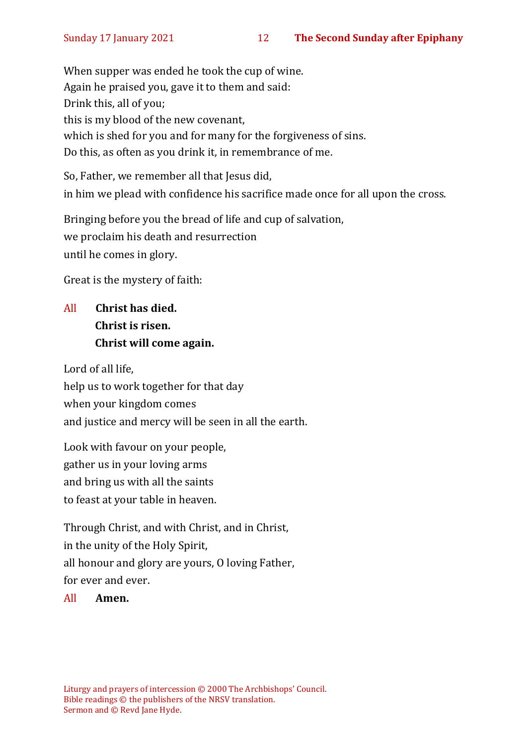When supper was ended he took the cup of wine.
Again he praised you, gave it to them and said:
Drink this, all of you;
this is my blood of the new covenant,
which is shed for you and for many for the forgiveness of sins.
Do this, as often as you drink it, in remembrance of me.

So, Father, we remember all that Jesus did,
in him we plead with confidence his sacrifice made once for all upon the cross.

Bringing before you the bread of life and cup of salvation,
we proclaim his death and resurrection
until he comes in glory.

Great is the mystery of faith:

All **Christ has died.**
**Christ is risen.**
**Christ will come again.**

Lord of all life,
help us to work together for that day
when your kingdom comes
and justice and mercy will be seen in all the earth.

Look with favour on your people,
gather us in your loving arms
and bring us with all the saints
to feast at your table in heaven.

Through Christ, and with Christ, and in Christ,
in the unity of the Holy Spirit,
all honour and glory are yours, O loving Father,
for ever and ever.

All **Amen.**

Liturgy and prayers of intercession © 2000 The Archbishops' Council.
Bible readings © the publishers of the NRSV translation.
Sermon and © Revd Jane Hyde.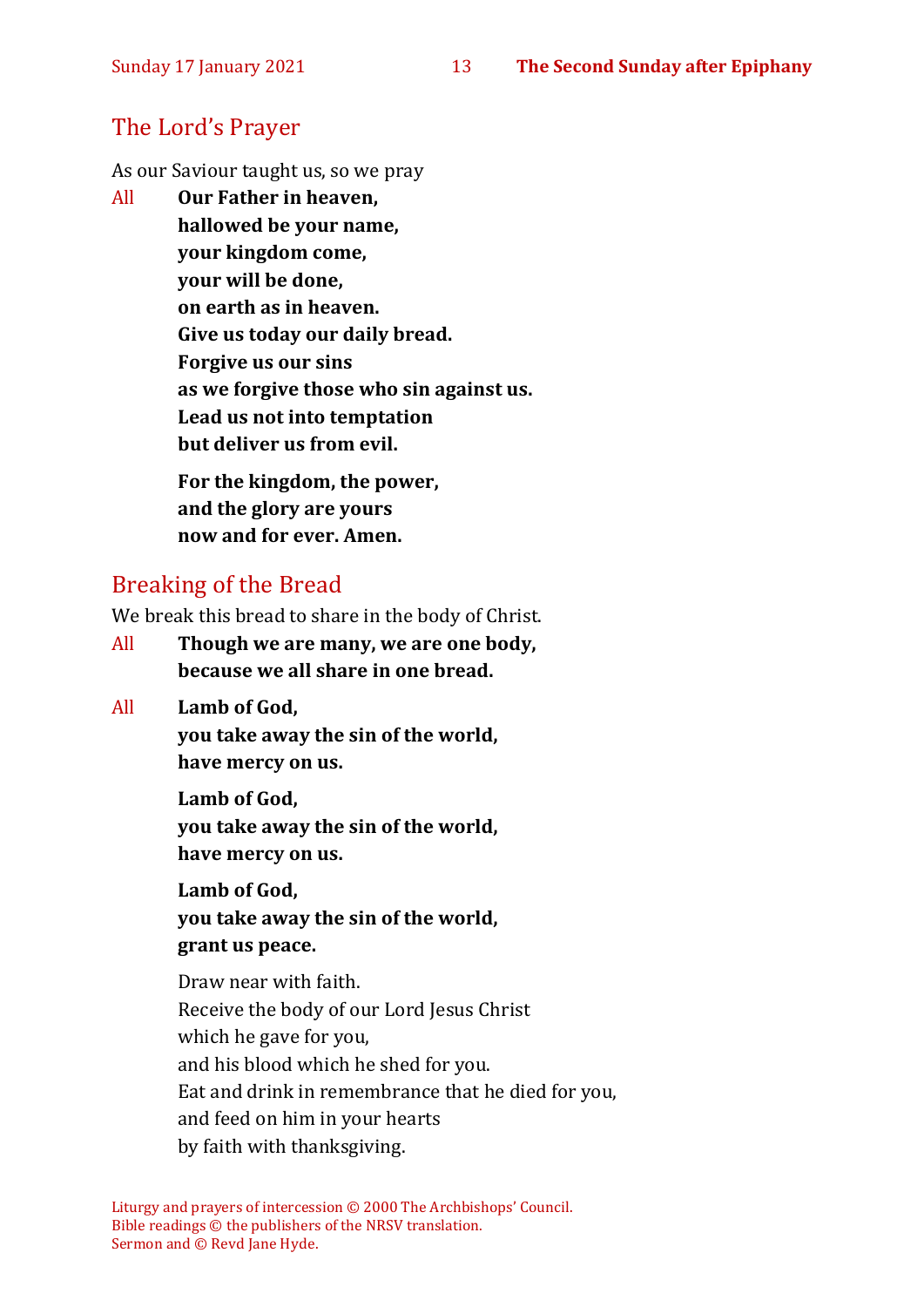## The Lord's Prayer

As our Saviour taught us, so we pray

All **Our Father in heaven,**
**hallowed be your name,**
**your kingdom come,**
**your will be done,**
**on earth as in heaven.**
**Give us today our daily bread.**
**Forgive us our sins**
**as we forgive those who sin against us.**
**Lead us not into temptation**
**but deliver us from evil.**

**For the kingdom, the power,**
**and the glory are yours**
**now and for ever. Amen.**

## Breaking of the Bread

We break this bread to share in the body of Christ.

All **Though we are many, we are one body,**
**because we all share in one bread.**

All **Lamb of God,**
**you take away the sin of the world,**
**have mercy on us.**

**Lamb of God,**
**you take away the sin of the world,**
**have mercy on us.**

**Lamb of God,**
**you take away the sin of the world,**
**grant us peace.**

Draw near with faith.
Receive the body of our Lord Jesus Christ
which he gave for you,
and his blood which he shed for you.
Eat and drink in remembrance that he died for you,
and feed on him in your hearts
by faith with thanksgiving.

Liturgy and prayers of intercession © 2000 The Archbishops' Council.
Bible readings © the publishers of the NRSV translation.
Sermon and © Revd Jane Hyde.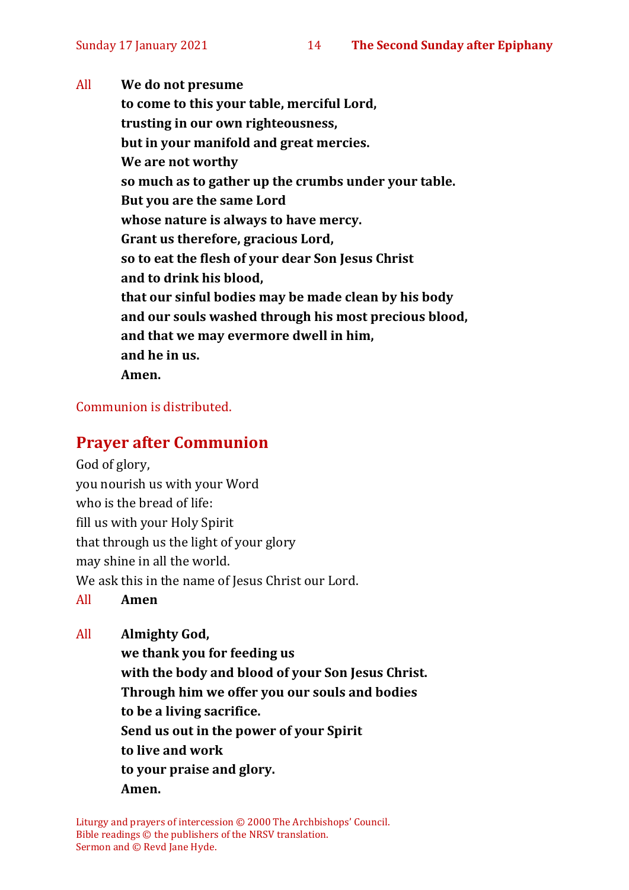All **We do not presume**
**to come to this your table, merciful Lord,**
**trusting in our own righteousness,**
**but in your manifold and great mercies.**
**We are not worthy**
**so much as to gather up the crumbs under your table.**
**But you are the same Lord**
**whose nature is always to have mercy.**
**Grant us therefore, gracious Lord,**
**so to eat the flesh of your dear Son Jesus Christ**
**and to drink his blood,**
**that our sinful bodies may be made clean by his body**
**and our souls washed through his most precious blood,**
**and that we may evermore dwell in him,**
**and he in us.**
**Amen.**

Communion is distributed.

## Prayer after Communion

God of glory,
you nourish us with your Word
who is the bread of life:
fill us with your Holy Spirit
that through us the light of your glory
may shine in all the world.
We ask this in the name of Jesus Christ our Lord.

All **Amen**

All **Almighty God,**
**we thank you for feeding us**
**with the body and blood of your Son Jesus Christ.**
**Through him we offer you our souls and bodies**
**to be a living sacrifice.**
**Send us out in the power of your Spirit**
**to live and work**
**to your praise and glory.**
**Amen.**

Liturgy and prayers of intercession © 2000 The Archbishops' Council.
Bible readings © the publishers of the NRSV translation.
Sermon and © Revd Jane Hyde.